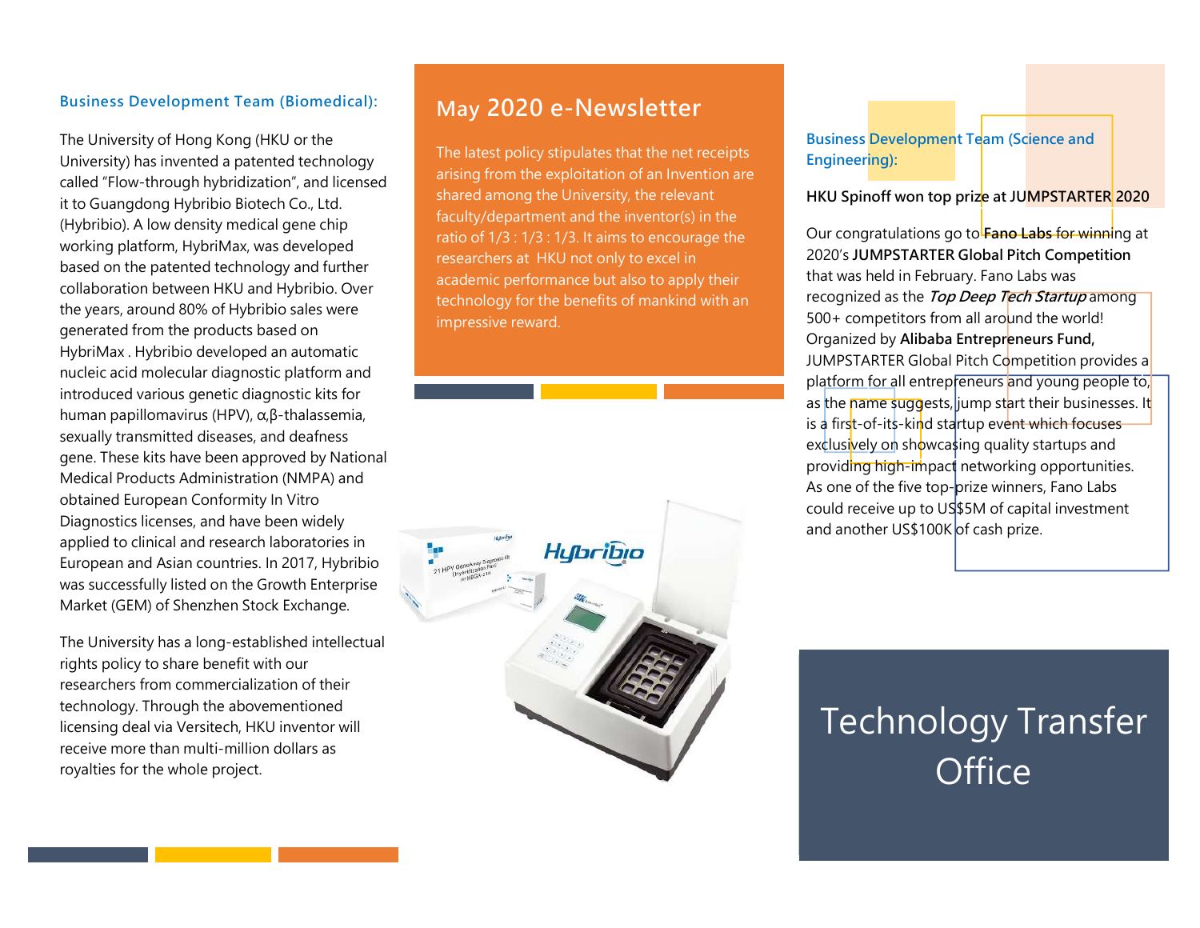## May 2020 e-Newsletter

The latest policy stipulates that the net receipts arising from the exploitation of an Invention are shared among the University, the relevant faculty/department and the inventor(s) in the ratio of 1/3 : 1/3 : 1/3. It aims to encourage the researchers at HKU not only to excel in academic performance but also to apply their technology for the benefits of mankind with an impressive reward.

### Business Development Team (Biomedical):

The University of Hong Kong (HKU or the University) has invented a patented technology called "Flow-through hybridization", and licensed it to Guangdong Hybribio Biotech Co., Ltd. (Hybribio). A low density medical gene chip working platform, HybriMax, was developed based on the patented technology and further collaboration between HKU and Hybribio. Over the years, around 80% of Hybribio sales were generated from the products based on HybriMax . Hybribio developed an automatic nucleic acid molecular diagnostic platform and introduced various genetic diagnostic kits for human papillomavirus (HPV), α,β-thalassemia, sexually transmitted diseases, and deafness gene. These kits have been approved by National Medical Products Administration (NMPA) and obtained European Conformity In Vitro Diagnostics licenses, and have been widely applied to clinical and research laboratories in European and Asian countries. In 2017, Hybribio was successfully listed on the Growth Enterprise Market (GEM) of Shenzhen Stock Exchange.

The University has a long-established intellectual rights policy to share benefit with our researchers from commercialization of their technology. Through the abovementioned licensing deal via Versitech, HKU inventor will receive more than multi-million dollars as royalties for the whole project.

### Business Development Team (Science and Engineering):

**HKU Spinoff won top prize at JUMPSTARTER 2020**

Our congratulations go to **Fano Labs** for winning at 2020's **JUMPSTARTER Global Pitch Competition** that was held in February. Fano Labs was recognized as the ***Top Deep Tech Startup*** among 500+ competitors from all around the world! Organized by **Alibaba Entrepreneurs Fund,** JUMPSTARTER Global Pitch Competition provides a platform for all entrepreneurs and young people to, as the name suggests, jump start their businesses. It is a first-of-its-kind startup event which focuses exclusively on showcasing quality startups and providing high-impact networking opportunities. As one of the five top-prize winners, Fano Labs could receive up to US$5M of capital investment and another US$100K of cash prize.

# Technology Transfer Office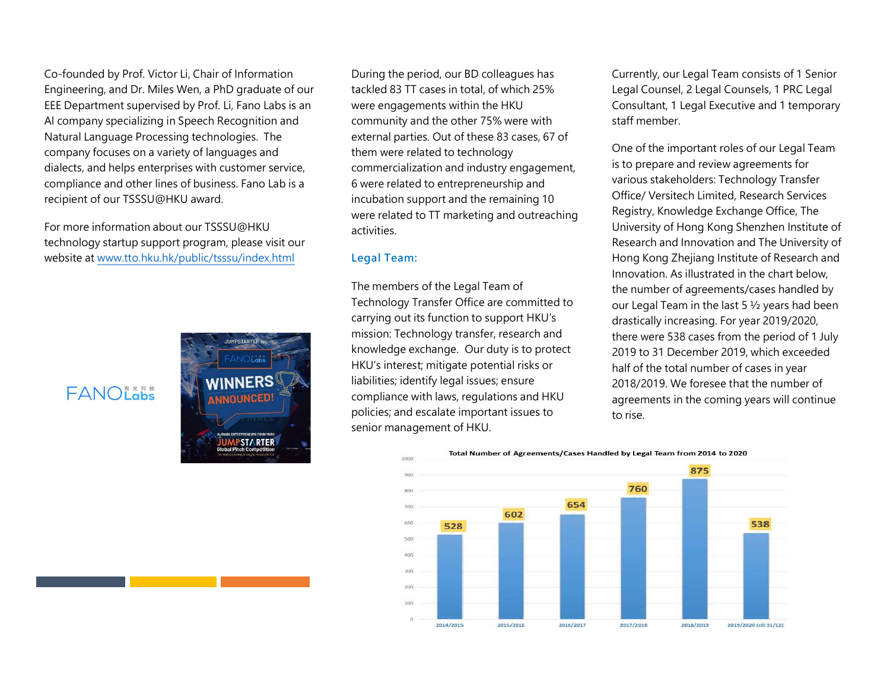Co-founded by Prof. Victor Li, Chair of Information Engineering, and Dr. Miles Wen, a PhD graduate of our EEE Department supervised by Prof. Li, Fano Labs is an AI company specializing in Speech Recognition and Natural Language Processing technologies. The company focuses on a variety of languages and dialects, and helps enterprises with customer service, compliance and other lines of business. Fano Lab is a recipient of our TSSSU@HKU award.

For more information about our TSSSU@HKU technology startup support program, please visit our website at [www.tto.hku.hk/public/tsssu/index.html](www.tto.hku.hk/public/tsssu/index.html)

During the period, our BD colleagues has tackled 83 TT cases in total, of which 25% were engagements within the HKU community and the other 75% were with external parties. Out of these 83 cases, 67 of them were related to technology commercialization and industry engagement, 6 were related to entrepreneurship and incubation support and the remaining 10 were related to TT marketing and outreaching activities.

## Legal Team:

The members of the Legal Team of Technology Transfer Office are committed to carrying out its function to support HKU's mission: Technology transfer, research and knowledge exchange. Our duty is to protect HKU's interest; mitigate potential risks or liabilities; identify legal issues; ensure compliance with laws, regulations and HKU policies; and escalate important issues to senior management of HKU.

Currently, our Legal Team consists of 1 Senior Legal Counsel, 2 Legal Counsels, 1 PRC Legal Consultant, 1 Legal Executive and 1 temporary staff member.

One of the important roles of our Legal Team is to prepare and review agreements for various stakeholders: Technology Transfer Office/ Versitech Limited, Research Services Registry, Knowledge Exchange Office, The University of Hong Kong Shenzhen Institute of Research and Innovation and The University of Hong Kong Zhejiang Institute of Research and Innovation. As illustrated in the chart below, the number of agreements/cases handled by our Legal Team in the last 5 ½ years had been drastically increasing. For year 2019/2020, there were 538 cases from the period of 1 July 2019 to 31 December 2019, which exceeded half of the total number of cases in year 2018/2019. We foresee that the number of agreements in the coming years will continue to rise.

**Total Number of Agreements/Cases Handled by Legal Team from 2014 to 2020**

| Year | Number of Agreements/Cases |
|---|---|
| 2014/2015 | 528 |
| 2015/2016 | 602 |
| 2016/2017 | 654 |
| 2017/2018 | 760 |
| 2018/2019 | 875 |
| 2019/2020 (till 31/12) | 538 |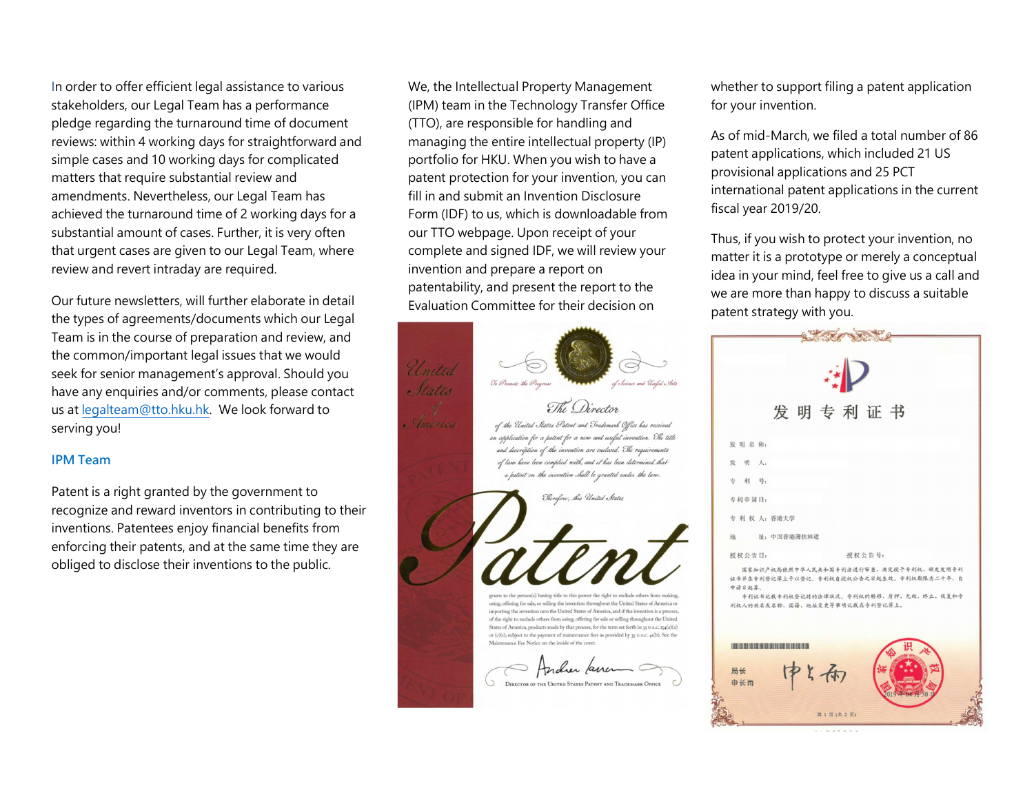In order to offer efficient legal assistance to various stakeholders, our Legal Team has a performance pledge regarding the turnaround time of document reviews: within 4 working days for straightforward and simple cases and 10 working days for complicated matters that require substantial review and amendments. Nevertheless, our Legal Team has achieved the turnaround time of 2 working days for a substantial amount of cases. Further, it is very often that urgent cases are given to our Legal Team, where review and revert intraday are required.

Our future newsletters, will further elaborate in detail the types of agreements/documents which our Legal Team is in the course of preparation and review, and the common/important legal issues that we would seek for senior management's approval. Should you have any enquiries and/or comments, please contact us at legalteam@tto.hku.hk. We look forward to serving you!

## IPM Team

Patent is a right granted by the government to recognize and reward inventors in contributing to their inventions. Patentees enjoy financial benefits from enforcing their patents, and at the same time they are obliged to disclose their inventions to the public.

We, the Intellectual Property Management (IPM) team in the Technology Transfer Office (TTO), are responsible for handling and managing the entire intellectual property (IP) portfolio for HKU. When you wish to have a patent protection for your invention, you can fill in and submit an Invention Disclosure Form (IDF) to us, which is downloadable from our TTO webpage. Upon receipt of your complete and signed IDF, we will review your invention and prepare a report on patentability, and present the report to the Evaluation Committee for their decision on whether to support filing a patent application for your invention.

As of mid-March, we filed a total number of 86 patent applications, which included 21 US provisional applications and 25 PCT international patent applications in the current fiscal year 2019/20.

Thus, if you wish to protect your invention, no matter it is a prototype or merely a conceptual idea in your mind, feel free to give us a call and we are more than happy to discuss a suitable patent strategy with you.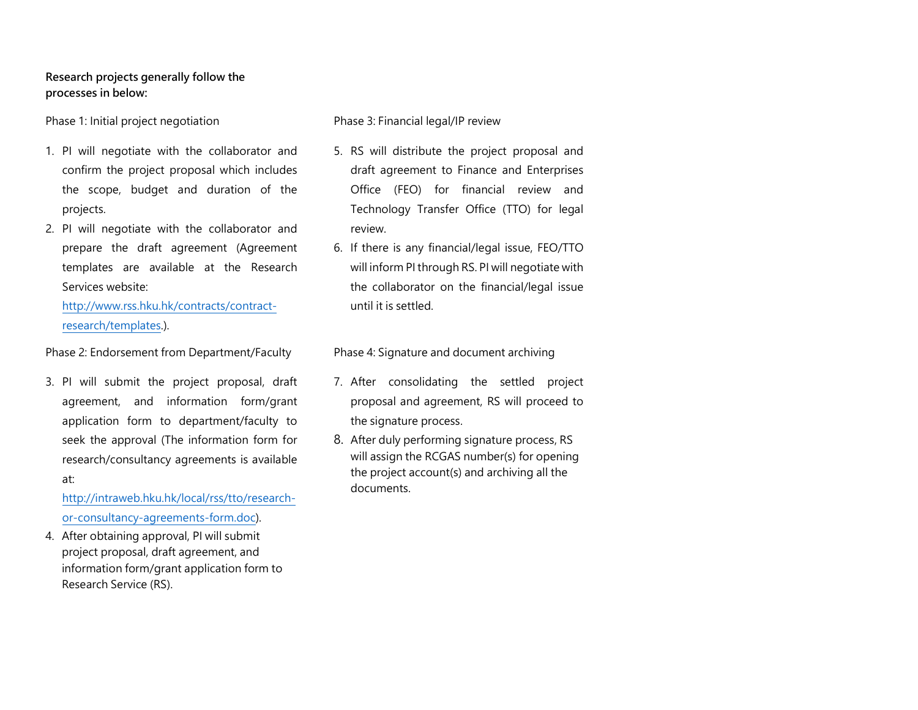**Research projects generally follow the processes in below:**

Phase 1: Initial project negotiation

1. PI will negotiate with the collaborator and confirm the project proposal which includes the scope, budget and duration of the projects.
2. PI will negotiate with the collaborator and prepare the draft agreement (Agreement templates are available at the Research Services website: [http://www.rss.hku.hk/contracts/contract-research/templates](http://www.rss.hku.hk/contracts/contract-research/templates).).

Phase 2: Endorsement from Department/Faculty

3. PI will submit the project proposal, draft agreement, and information form/grant application form to department/faculty to seek the approval (The information form for research/consultancy agreements is available at: [http://intraweb.hku.hk/local/rss/tto/research-or-consultancy-agreements-form.doc](http://intraweb.hku.hk/local/rss/tto/research-or-consultancy-agreements-form.doc)).
4. After obtaining approval, PI will submit project proposal, draft agreement, and information form/grant application form to Research Service (RS).

Phase 3: Financial legal/IP review

5. RS will distribute the project proposal and draft agreement to Finance and Enterprises Office (FEO) for financial review and Technology Transfer Office (TTO) for legal review.
6. If there is any financial/legal issue, FEO/TTO will inform PI through RS. PI will negotiate with the collaborator on the financial/legal issue until it is settled.

Phase 4: Signature and document archiving

7. After consolidating the settled project proposal and agreement, RS will proceed to the signature process.
8. After duly performing signature process, RS will assign the RCGAS number(s) for opening the project account(s) and archiving all the documents.